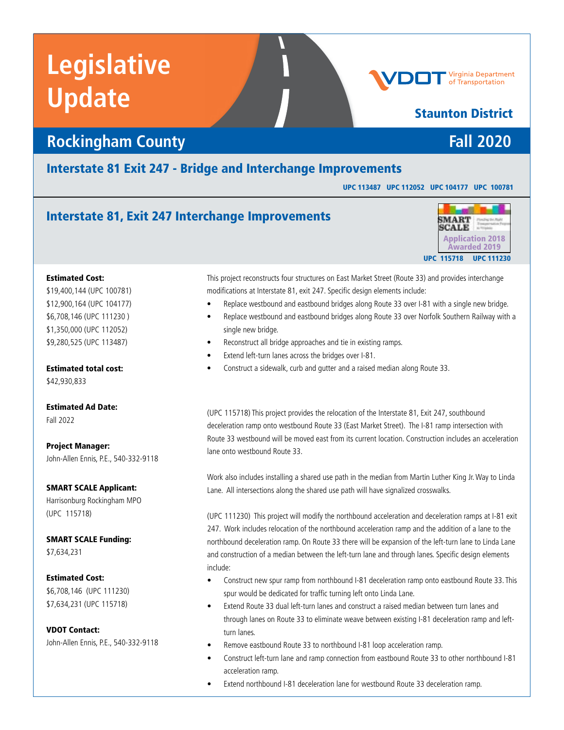# Legislative Update

VDOT Virginia Department of Transportation

**Staunton District**

## Rockingham County

**Fall 2020**

## Interstate 81 Exit 247 - Bridge and Interchange Improvements

UPC 113487 UPC 112052 UPC 104177 UPC 100781

## Interstate 81, Exit 247 Interchange Improvements

SMART SCALE
Application 2018
Awarded 2019

UPC 115718 UPC 111230

**Estimated Cost:**
$19,400,144 (UPC 100781)
$12,900,164 (UPC 104177)
$6,708,146 (UPC 111230 )
$1,350,000 (UPC 112052)
$9,280,525 (UPC 113487)

**Estimated total cost:**
$42,930,833

**Estimated Ad Date:**
Fall 2022

**Project Manager:**
John-Allen Ennis, P.E., 540-332-9118

**SMART SCALE Applicant:**
Harrisonburg Rockingham MPO
(UPC 115718)

**SMART SCALE Funding:**
$7,634,231

**Estimated Cost:**
$6,708,146 (UPC 111230)
$7,634,231 (UPC 115718)

**VDOT Contact:**
John-Allen Ennis, P.E., 540-332-9118

This project reconstructs four structures on East Market Street (Route 33) and provides interchange modifications at Interstate 81, exit 247. Specific design elements include:

- Replace westbound and eastbound bridges along Route 33 over I-81 with a single new bridge.
- Replace westbound and eastbound bridges along Route 33 over Norfolk Southern Railway with a single new bridge.
- Reconstruct all bridge approaches and tie in existing ramps.
- Extend left-turn lanes across the bridges over I-81.
- Construct a sidewalk, curb and gutter and a raised median along Route 33.

(UPC 115718) This project provides the relocation of the Interstate 81, Exit 247, southbound deceleration ramp onto westbound Route 33 (East Market Street). The I-81 ramp intersection with Route 33 westbound will be moved east from its current location. Construction includes an acceleration lane onto westbound Route 33.

Work also includes installing a shared use path in the median from Martin Luther King Jr. Way to Linda Lane. All intersections along the shared use path will have signalized crosswalks.

(UPC 111230) This project will modify the northbound acceleration and deceleration ramps at I-81 exit 247. Work includes relocation of the northbound acceleration ramp and the addition of a lane to the northbound deceleration ramp. On Route 33 there will be expansion of the left-turn lane to Linda Lane and construction of a median between the left-turn lane and through lanes. Specific design elements include:

- Construct new spur ramp from northbound I-81 deceleration ramp onto eastbound Route 33. This spur would be dedicated for traffic turning left onto Linda Lane.
- Extend Route 33 dual left-turn lanes and construct a raised median between turn lanes and through lanes on Route 33 to eliminate weave between existing I-81 deceleration ramp and left-turn lanes.
- Remove eastbound Route 33 to northbound I-81 loop acceleration ramp.
- Construct left-turn lane and ramp connection from eastbound Route 33 to other northbound I-81 acceleration ramp.
- Extend northbound I-81 deceleration lane for westbound Route 33 deceleration ramp.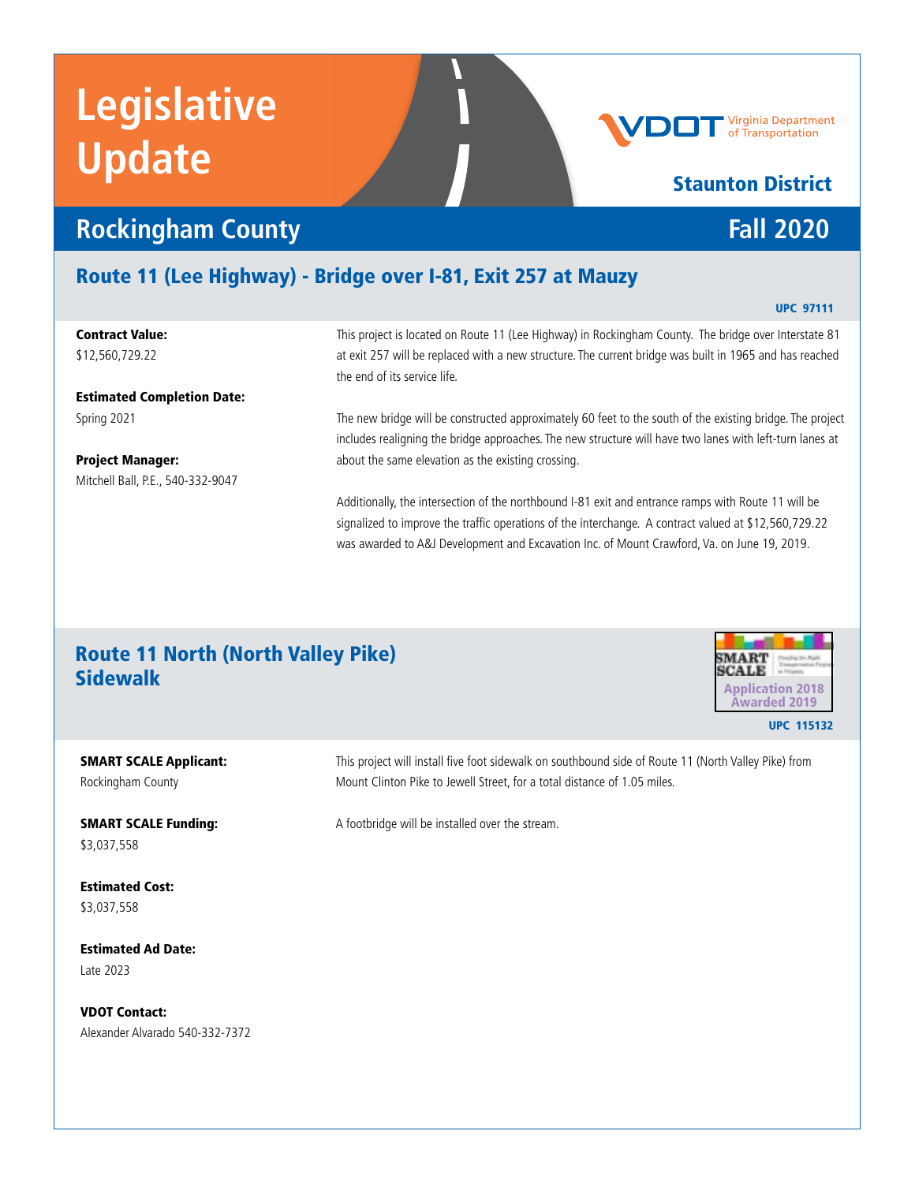# Legislative Update

VDOT Virginia Department of Transportation

**Staunton District**

## Rockingham County — Fall 2020

## Route 11 (Lee Highway) - Bridge over I-81, Exit 257 at Mauzy

UPC 97111

**Contract Value:**
$12,560,729.22

**Estimated Completion Date:**
Spring 2021

**Project Manager:**
Mitchell Ball, P.E., 540-332-9047

This project is located on Route 11 (Lee Highway) in Rockingham County. The bridge over Interstate 81 at exit 257 will be replaced with a new structure. The current bridge was built in 1965 and has reached the end of its service life.

The new bridge will be constructed approximately 60 feet to the south of the existing bridge. The project includes realigning the bridge approaches. The new structure will have two lanes with left-turn lanes at about the same elevation as the existing crossing.

Additionally, the intersection of the northbound I-81 exit and entrance ramps with Route 11 will be signalized to improve the traffic operations of the interchange. A contract valued at $12,560,729.22 was awarded to A&J Development and Excavation Inc. of Mount Crawford, Va. on June 19, 2019.

## Route 11 North (North Valley Pike) Sidewalk

SMART SCALE Application 2018 Awarded 2019

UPC 115132

**SMART SCALE Applicant:**
Rockingham County

**SMART SCALE Funding:**
$3,037,558

**Estimated Cost:**
$3,037,558

**Estimated Ad Date:**
Late 2023

**VDOT Contact:**
Alexander Alvarado 540-332-7372

This project will install five foot sidewalk on southbound side of Route 11 (North Valley Pike) from Mount Clinton Pike to Jewell Street, for a total distance of 1.05 miles.

A footbridge will be installed over the stream.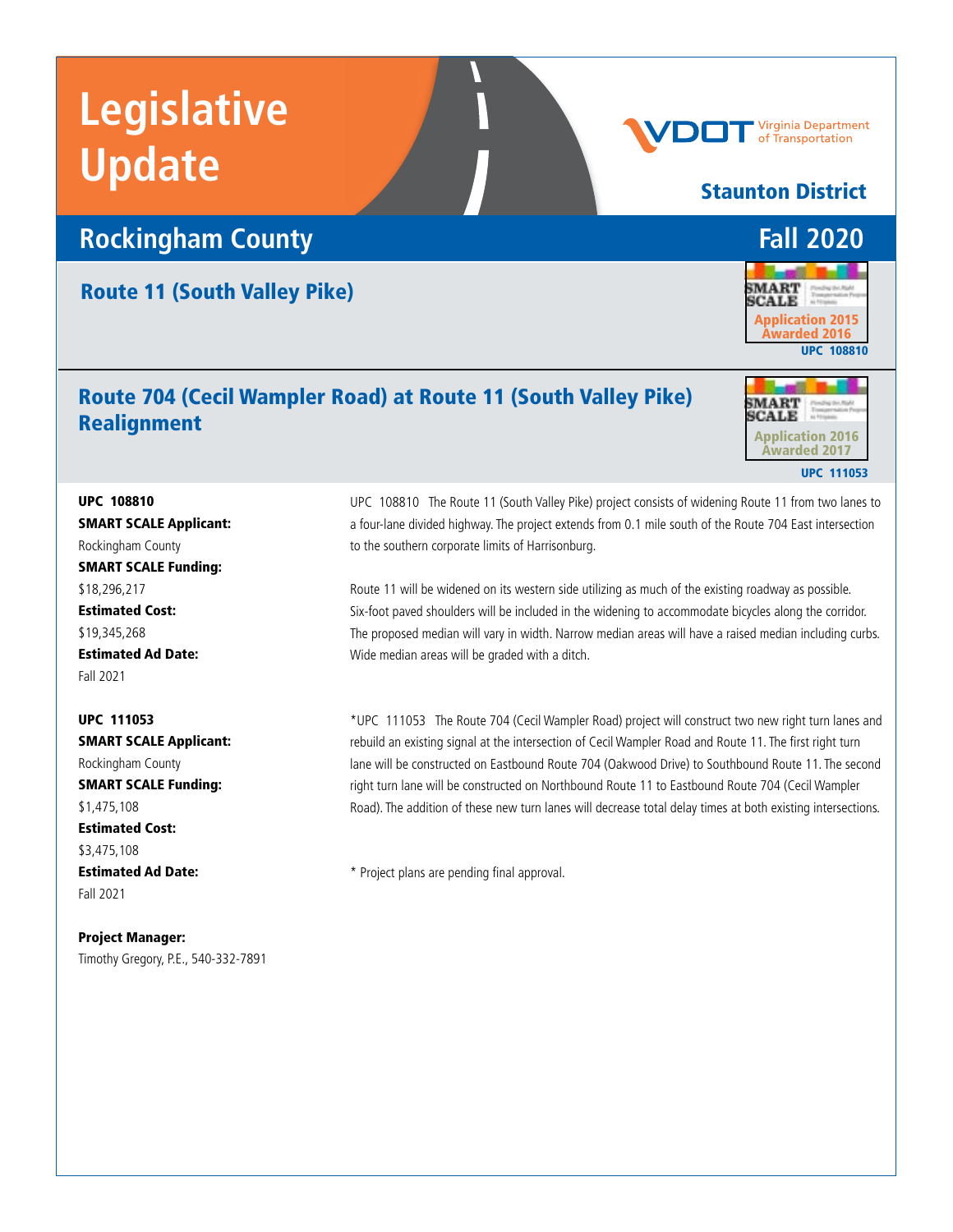# Legislative Update

VDOT Virginia Department of Transportation

**Staunton District**

## Rockingham County — Fall 2020

### Route 11 (South Valley Pike)

SMART SCALE Application 2015 Awarded 2016
UPC 108810

### Route 704 (Cecil Wampler Road) at Route 11 (South Valley Pike) Realignment

SMART SCALE Application 2016 Awarded 2017
UPC 111053

**UPC 108810**
**SMART SCALE Applicant:**
Rockingham County
**SMART SCALE Funding:**
$18,296,217
**Estimated Cost:**
$19,345,268
**Estimated Ad Date:**
Fall 2021

UPC 108810 The Route 11 (South Valley Pike) project consists of widening Route 11 from two lanes to a four-lane divided highway. The project extends from 0.1 mile south of the Route 704 East intersection to the southern corporate limits of Harrisonburg.

Route 11 will be widened on its western side utilizing as much of the existing roadway as possible. Six-foot paved shoulders will be included in the widening to accommodate bicycles along the corridor. The proposed median will vary in width. Narrow median areas will have a raised median including curbs. Wide median areas will be graded with a ditch.

**UPC 111053**
**SMART SCALE Applicant:**
Rockingham County
**SMART SCALE Funding:**
$1,475,108
**Estimated Cost:**
$3,475,108
**Estimated Ad Date:**
Fall 2021

*UPC 111053 The Route 704 (Cecil Wampler Road) project will construct two new right turn lanes and rebuild an existing signal at the intersection of Cecil Wampler Road and Route 11. The first right turn lane will be constructed on Eastbound Route 704 (Oakwood Drive) to Southbound Route 11. The second right turn lane will be constructed on Northbound Route 11 to Eastbound Route 704 (Cecil Wampler Road). The addition of these new turn lanes will decrease total delay times at both existing intersections.

* Project plans are pending final approval.

**Project Manager:**
Timothy Gregory, P.E., 540-332-7891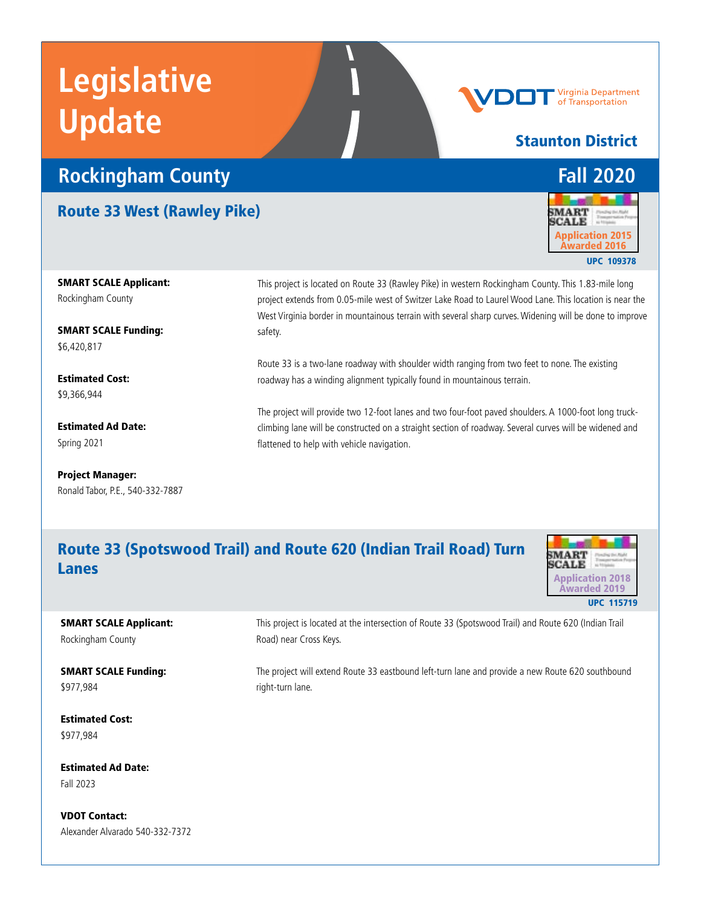# Legislative Update

VDOT Virginia Department of Transportation

**Staunton District**

## Rockingham County — Fall 2020

### Route 33 West (Rawley Pike)

SMART SCALE
Application 2015
Awarded 2016

UPC 109378

**SMART SCALE Applicant:**
Rockingham County

**SMART SCALE Funding:**
$6,420,817

**Estimated Cost:**
$9,366,944

**Estimated Ad Date:**
Spring 2021

**Project Manager:**
Ronald Tabor, P.E., 540-332-7887

This project is located on Route 33 (Rawley Pike) in western Rockingham County. This 1.83-mile long project extends from 0.05-mile west of Switzer Lake Road to Laurel Wood Lane. This location is near the West Virginia border in mountainous terrain with several sharp curves. Widening will be done to improve safety.

Route 33 is a two-lane roadway with shoulder width ranging from two feet to none. The existing roadway has a winding alignment typically found in mountainous terrain.

The project will provide two 12-foot lanes and two four-foot paved shoulders. A 1000-foot long truck-climbing lane will be constructed on a straight section of roadway. Several curves will be widened and flattened to help with vehicle navigation.

### Route 33 (Spotswood Trail) and Route 620 (Indian Trail Road) Turn Lanes

SMART SCALE
Application 2018
Awarded 2019

UPC 115719

**SMART SCALE Applicant:**
Rockingham County

**SMART SCALE Funding:**
$977,984

**Estimated Cost:**
$977,984

**Estimated Ad Date:**
Fall 2023

**VDOT Contact:**
Alexander Alvarado 540-332-7372

This project is located at the intersection of Route 33 (Spotswood Trail) and Route 620 (Indian Trail Road) near Cross Keys.

The project will extend Route 33 eastbound left-turn lane and provide a new Route 620 southbound right-turn lane.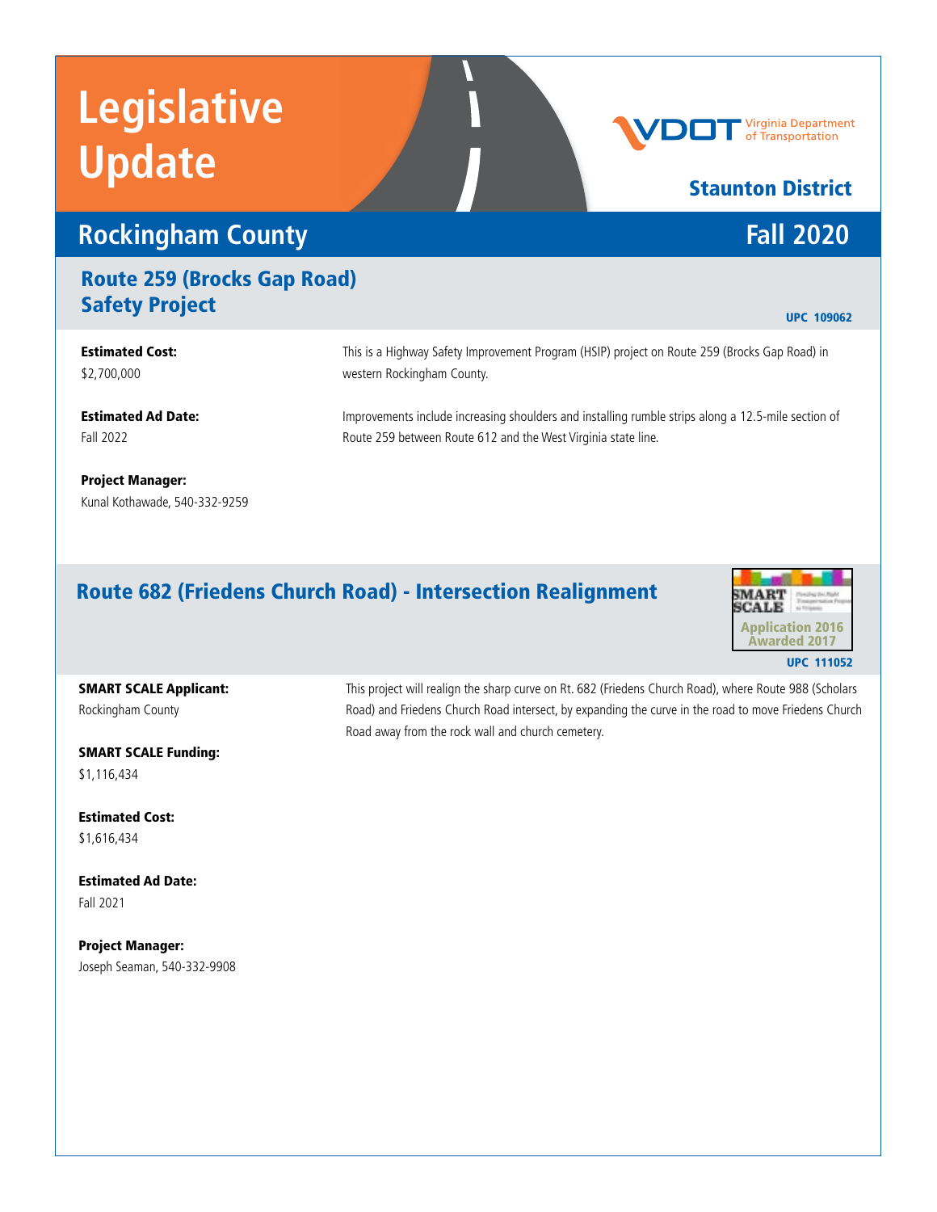# Legislative Update

VDOT Virginia Department of Transportation

**Staunton District**

## Rockingham County

## Fall 2020

### Route 259 (Brocks Gap Road) Safety Project

UPC 109062

**Estimated Cost:**
$2,700,000

**Estimated Ad Date:**
Fall 2022

**Project Manager:**
Kunal Kothawade, 540-332-9259

This is a Highway Safety Improvement Program (HSIP) project on Route 259 (Brocks Gap Road) in western Rockingham County.

Improvements include increasing shoulders and installing rumble strips along a 12.5-mile section of Route 259 between Route 612 and the West Virginia state line.

### Route 682 (Friedens Church Road) - Intersection Realignment

SMART SCALE
Application 2016
Awarded 2017

UPC 111052

**SMART SCALE Applicant:**
Rockingham County

**SMART SCALE Funding:**
$1,116,434

**Estimated Cost:**
$1,616,434

**Estimated Ad Date:**
Fall 2021

**Project Manager:**
Joseph Seaman, 540-332-9908

This project will realign the sharp curve on Rt. 682 (Friedens Church Road), where Route 988 (Scholars Road) and Friedens Church Road intersect, by expanding the curve in the road to move Friedens Church Road away from the rock wall and church cemetery.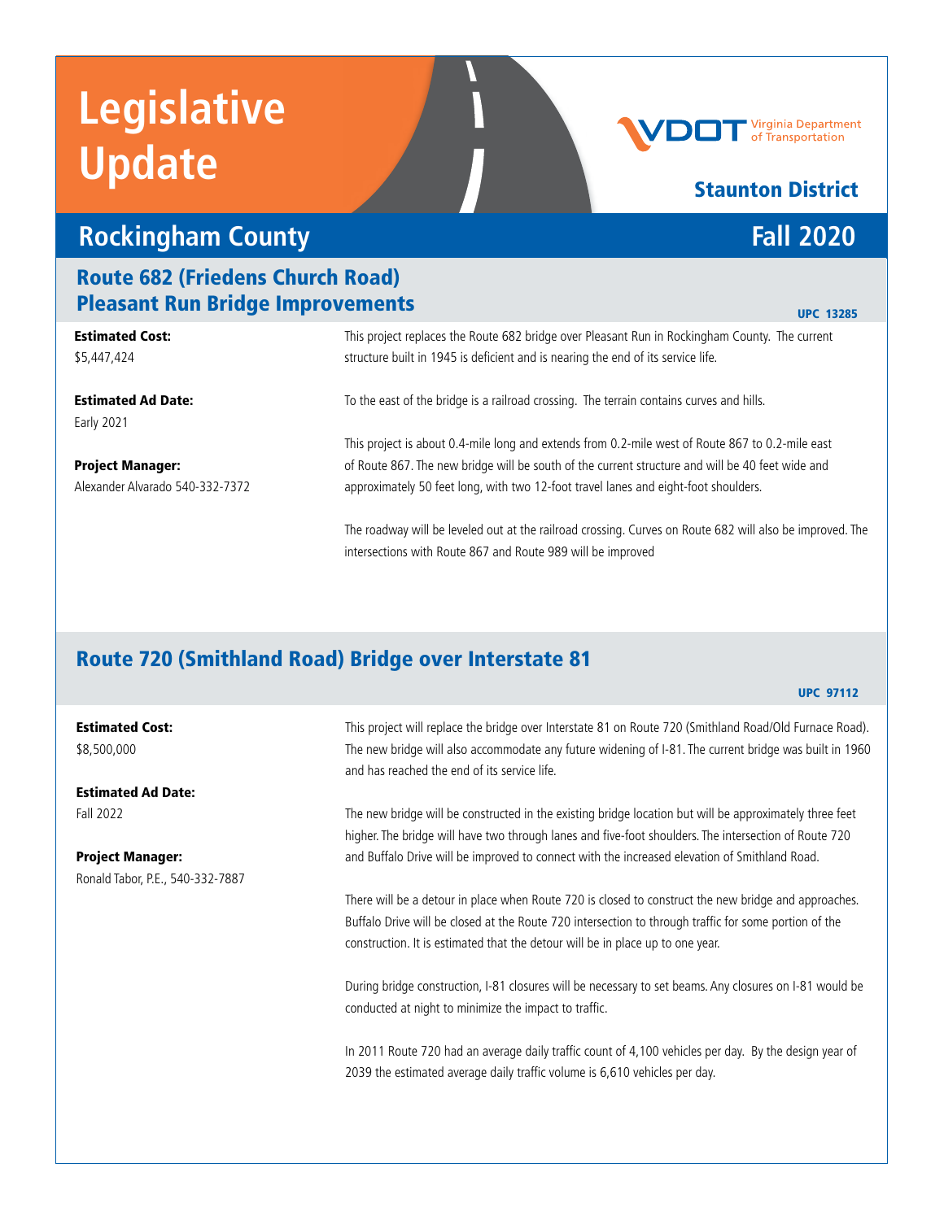# Legislative Update

Virginia Department of Transportation

## Staunton District

## Rockingham County — Fall 2020

### Route 682 (Friedens Church Road) Pleasant Run Bridge Improvements

UPC 13285

**Estimated Cost:**
$5,447,424

**Estimated Ad Date:**
Early 2021

**Project Manager:**
Alexander Alvarado 540-332-7372

This project replaces the Route 682 bridge over Pleasant Run in Rockingham County. The current structure built in 1945 is deficient and is nearing the end of its service life.

To the east of the bridge is a railroad crossing. The terrain contains curves and hills.

This project is about 0.4-mile long and extends from 0.2-mile west of Route 867 to 0.2-mile east of Route 867. The new bridge will be south of the current structure and will be 40 feet wide and approximately 50 feet long, with two 12-foot travel lanes and eight-foot shoulders.

The roadway will be leveled out at the railroad crossing. Curves on Route 682 will also be improved. The intersections with Route 867 and Route 989 will be improved

### Route 720 (Smithland Road) Bridge over Interstate 81

UPC 97112

**Estimated Cost:**
$8,500,000

**Estimated Ad Date:**
Fall 2022

**Project Manager:**
Ronald Tabor, P.E., 540-332-7887

This project will replace the bridge over Interstate 81 on Route 720 (Smithland Road/Old Furnace Road). The new bridge will also accommodate any future widening of I-81. The current bridge was built in 1960 and has reached the end of its service life.

The new bridge will be constructed in the existing bridge location but will be approximately three feet higher. The bridge will have two through lanes and five-foot shoulders. The intersection of Route 720 and Buffalo Drive will be improved to connect with the increased elevation of Smithland Road.

There will be a detour in place when Route 720 is closed to construct the new bridge and approaches. Buffalo Drive will be closed at the Route 720 intersection to through traffic for some portion of the construction. It is estimated that the detour will be in place up to one year.

During bridge construction, I-81 closures will be necessary to set beams. Any closures on I-81 would be conducted at night to minimize the impact to traffic.

In 2011 Route 720 had an average daily traffic count of 4,100 vehicles per day. By the design year of 2039 the estimated average daily traffic volume is 6,610 vehicles per day.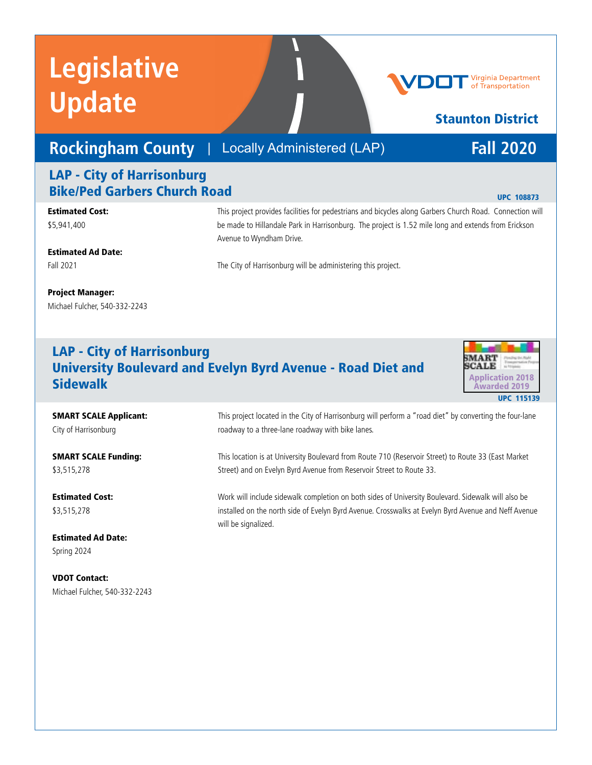# Legislative Update

Staunton District

## Rockingham County | Locally Administered (LAP) — Fall 2020

### LAP - City of Harrisonburg
### Bike/Ped Garbers Church Road

UPC 108873

**Estimated Cost:**
$5,941,400

**Estimated Ad Date:**
Fall 2021

**Project Manager:**
Michael Fulcher, 540-332-2243

This project provides facilities for pedestrians and bicycles along Garbers Church Road. Connection will be made to Hillandale Park in Harrisonburg. The project is 1.52 mile long and extends from Erickson Avenue to Wyndham Drive.

The City of Harrisonburg will be administering this project.

### LAP - City of Harrisonburg
### University Boulevard and Evelyn Byrd Avenue - Road Diet and Sidewalk

SMART SCALE Application 2018 Awarded 2019

UPC 115139

**SMART SCALE Applicant:**
City of Harrisonburg

**SMART SCALE Funding:**
$3,515,278

**Estimated Cost:**
$3,515,278

**Estimated Ad Date:**
Spring 2024

**VDOT Contact:**
Michael Fulcher, 540-332-2243

This project located in the City of Harrisonburg will perform a "road diet" by converting the four-lane roadway to a three-lane roadway with bike lanes.

This location is at University Boulevard from Route 710 (Reservoir Street) to Route 33 (East Market Street) and on Evelyn Byrd Avenue from Reservoir Street to Route 33.

Work will include sidewalk completion on both sides of University Boulevard. Sidewalk will also be installed on the north side of Evelyn Byrd Avenue. Crosswalks at Evelyn Byrd Avenue and Neff Avenue will be signalized.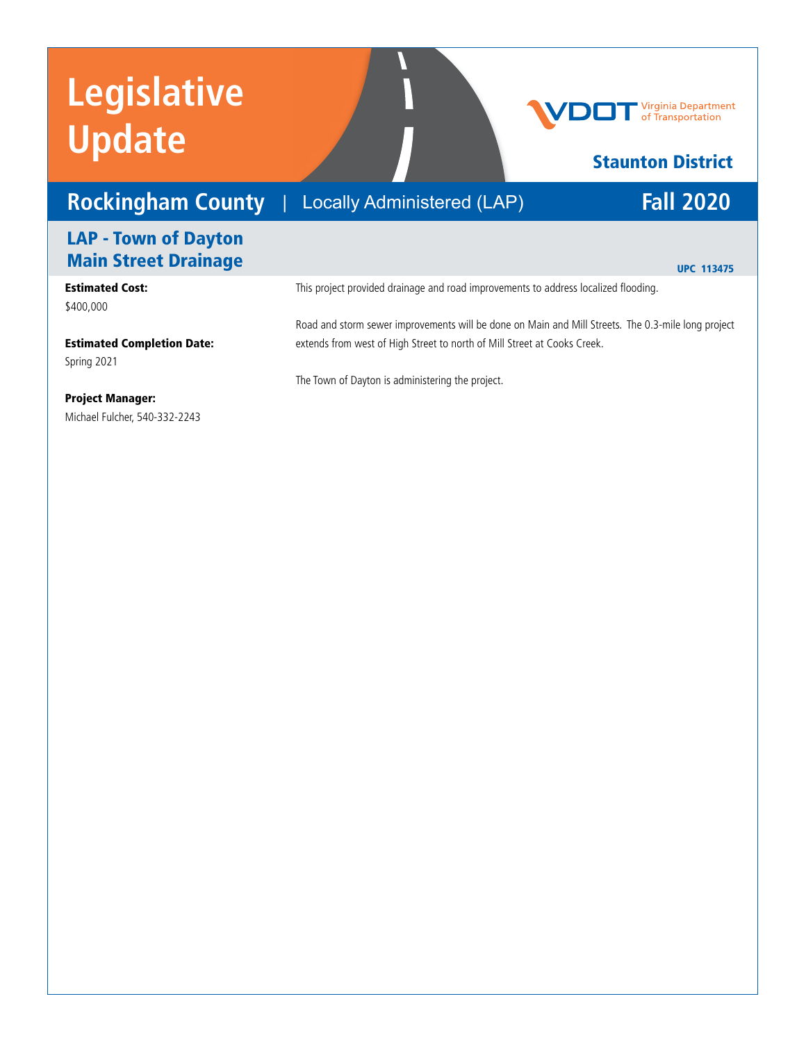# Legislative Update

Virginia Department of Transportation

## Staunton District

## Rockingham County | Locally Administered (LAP) — Fall 2020

### LAP - Town of Dayton Main Street Drainage

UPC 113475

**Estimated Cost:**
$400,000

**Estimated Completion Date:**
Spring 2021

**Project Manager:**
Michael Fulcher, 540-332-2243

This project provided drainage and road improvements to address localized flooding.

Road and storm sewer improvements will be done on Main and Mill Streets. The 0.3-mile long project extends from west of High Street to north of Mill Street at Cooks Creek.

The Town of Dayton is administering the project.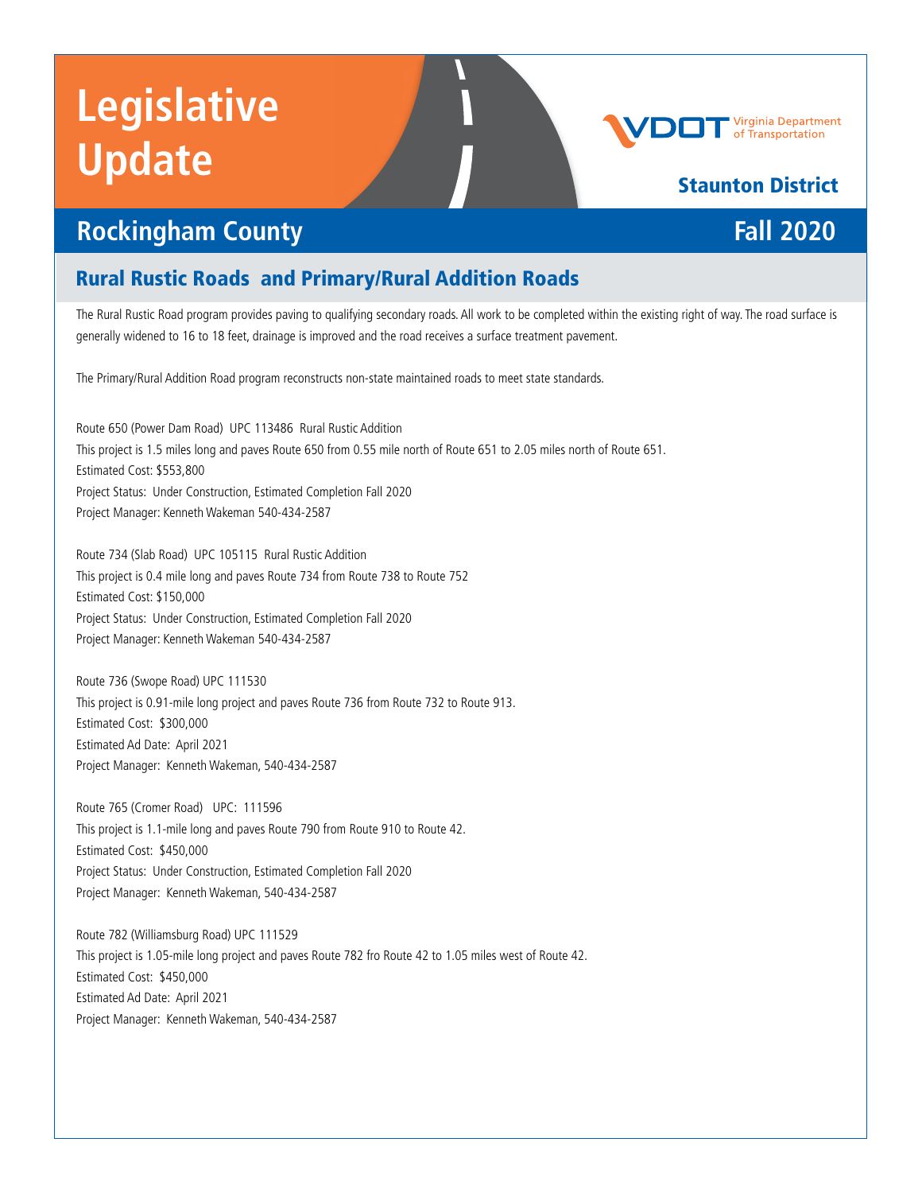# Legislative Update

Virginia Department of Transportation

## Staunton District

## Rockingham County — Fall 2020

## Rural Rustic Roads and Primary/Rural Addition Roads

The Rural Rustic Road program provides paving to qualifying secondary roads. All work to be completed within the existing right of way. The road surface is generally widened to 16 to 18 feet, drainage is improved and the road receives a surface treatment pavement.

The Primary/Rural Addition Road program reconstructs non-state maintained roads to meet state standards.

Route 650 (Power Dam Road) UPC 113486 Rural Rustic Addition
This project is 1.5 miles long and paves Route 650 from 0.55 mile north of Route 651 to 2.05 miles north of Route 651.
Estimated Cost: $553,800
Project Status: Under Construction, Estimated Completion Fall 2020
Project Manager: Kenneth Wakeman 540-434-2587

Route 734 (Slab Road) UPC 105115 Rural Rustic Addition
This project is 0.4 mile long and paves Route 734 from Route 738 to Route 752
Estimated Cost: $150,000
Project Status: Under Construction, Estimated Completion Fall 2020
Project Manager: Kenneth Wakeman 540-434-2587

Route 736 (Swope Road) UPC 111530
This project is 0.91-mile long project and paves Route 736 from Route 732 to Route 913.
Estimated Cost: $300,000
Estimated Ad Date: April 2021
Project Manager: Kenneth Wakeman, 540-434-2587

Route 765 (Cromer Road) UPC: 111596
This project is 1.1-mile long and paves Route 790 from Route 910 to Route 42.
Estimated Cost: $450,000
Project Status: Under Construction, Estimated Completion Fall 2020
Project Manager: Kenneth Wakeman, 540-434-2587

Route 782 (Williamsburg Road) UPC 111529
This project is 1.05-mile long project and paves Route 782 fro Route 42 to 1.05 miles west of Route 42.
Estimated Cost: $450,000
Estimated Ad Date: April 2021
Project Manager: Kenneth Wakeman, 540-434-2587